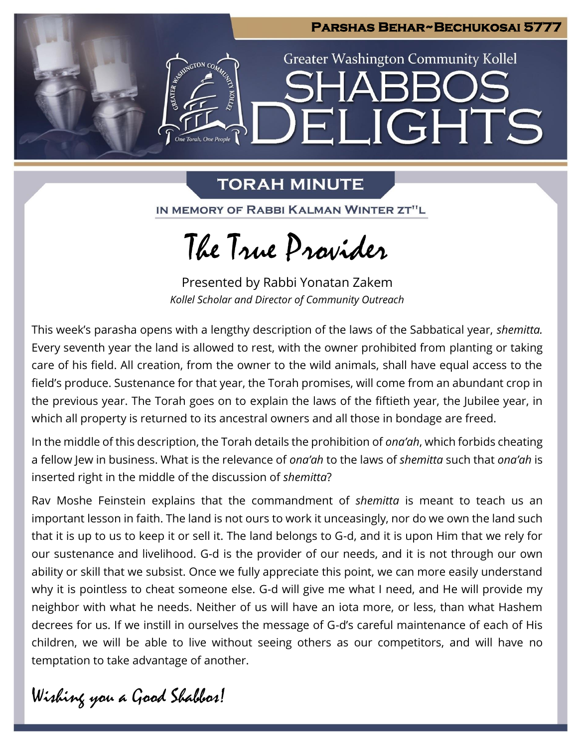# Parshas Behar~Bechukosai 5777

Greater Washington Community Kollel

# SHABBOS DELIGHTS

## TORAH MINUTE

IN MEMORY OF RABBI KALMAN WINTER ZT"L

# The True Provider

Presented by Rabbi Yonatan Zakem

*Kollel Scholar and Director of Community Outreach*

This week's parasha opens with a lengthy description of the laws of the Sabbatical year, *shemitta.* Every seventh year the land is allowed to rest, with the owner prohibited from planting or taking care of his field. All creation, from the owner to the wild animals, shall have equal access to the field's produce. Sustenance for that year, the Torah promises, will come from an abundant crop in the previous year. The Torah goes on to explain the laws of the fiftieth year, the Jubilee year, in which all property is returned to its ancestral owners and all those in bondage are freed.

In the middle of this description, the Torah details the prohibition of *ona'ah*, which forbids cheating a fellow Jew in business. What is the relevance of *ona'ah* to the laws of *shemitta* such that *ona'ah* is inserted right in the middle of the discussion of *shemitta*?

Rav Moshe Feinstein explains that the commandment of *shemitta* is meant to teach us an important lesson in faith. The land is not ours to work it unceasingly, nor do we own the land such that it is up to us to keep it or sell it. The land belongs to G-d, and it is upon Him that we rely for our sustenance and livelihood. G-d is the provider of our needs, and it is not through our own ability or skill that we subsist. Once we fully appreciate this point, we can more easily understand why it is pointless to cheat someone else. G-d will give me what I need, and He will provide my neighbor with what he needs. Neither of us will have an iota more, or less, than what Hashem decrees for us. If we instill in ourselves the message of G-d's careful maintenance of each of His children, we will be able to live without seeing others as our competitors, and will have no temptation to take advantage of another.

*Wishing you a Good Shabbos!*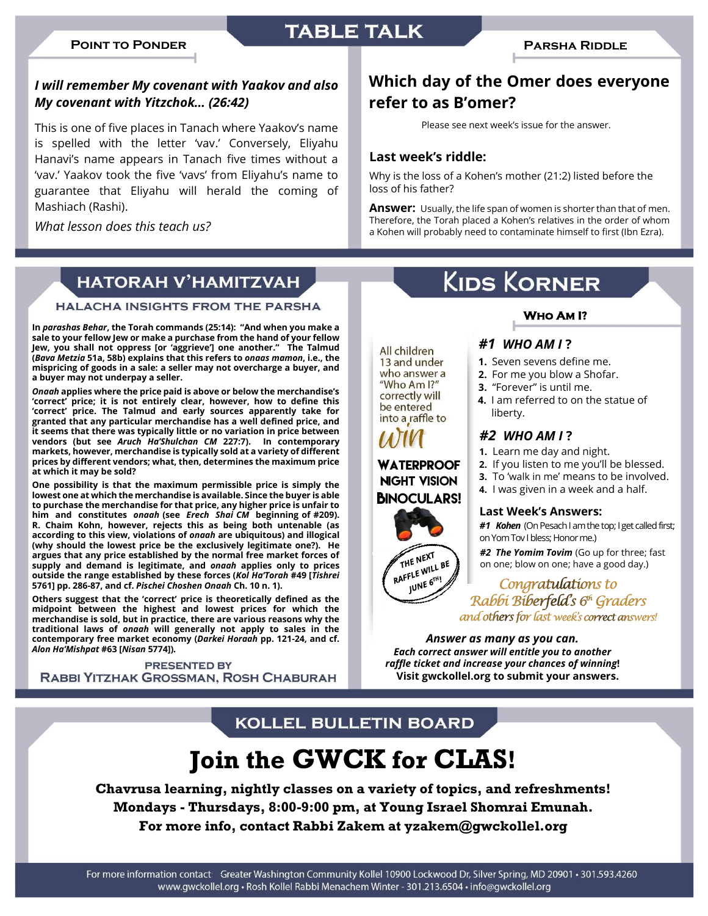## TABLE TALK

### Point to Ponder

***I will remember My covenant with Yaakov and also My covenant with Yitzchok... (26:42)***

This is one of five places in Tanach where Yaakov's name is spelled with the letter 'vav.' Conversely, Eliyahu Hanavi's name appears in Tanach five times without a 'vav.' Yaakov took the five 'vavs' from Eliyahu's name to guarantee that Eliyahu will herald the coming of Mashiach (Rashi).

*What lesson does this teach us?*

### Parsha Riddle

**Which day of the Omer does everyone refer to as B'omer?**

Please see next week's issue for the answer.

**Last week's riddle:**

Why is the loss of a Kohen's mother (21:2) listed before the loss of his father?

**Answer:** Usually, the life span of women is shorter than that of men. Therefore, the Torah placed a Kohen's relatives in the order of whom a Kohen will probably need to contaminate himself to first (Ibn Ezra).

## HATORAH V'HAMITZVAH

### HALACHA INSIGHTS FROM THE PARSHA

**In *parashas Behar*, the Torah commands (25:14): "And when you make a sale to your fellow Jew or make a purchase from the hand of your fellow Jew, you shall not oppress [or 'aggrieve'] one another." The Talmud (*Bava Metzia* 51a, 58b) explains that this refers to *onaas mamon*, i.e., the mispricing of goods in a sale: a seller may not overcharge a buyer, and a buyer may not underpay a seller.**

***Onaah* applies where the price paid is above or below the merchandise's 'correct' price; it is not entirely clear, however, how to define this 'correct' price. The Talmud and early sources apparently take for granted that any particular merchandise has a well defined price, and it seems that there was typically little or no variation in price between vendors (but see *Aruch Ha'Shulchan CM* 227:7). In contemporary markets, however, merchandise is typically sold at a variety of different prices by different vendors; what, then, determines the maximum price at which it may be sold?**

**One possibility is that the maximum permissible price is simply the lowest one at which the merchandise is available. Since the buyer is able to purchase the merchandise for that price, any higher price is unfair to him and constitutes *onaah* (see *Erech Shai CM* beginning of #209). R. Chaim Kohn, however, rejects this as being both untenable (as according to this view, violations of *onaah* are ubiquitous) and illogical (why should the lowest price be the exclusively legitimate one?). He argues that any price established by the normal free market forces of supply and demand is legitimate, and *onaah* applies only to prices outside the range established by these forces (*Kol Ha'Torah* #49 [*Tishrei* 5761] pp. 286-87, and cf. *Pischei Choshen Onaah* Ch. 10 n. 1).**

**Others suggest that the 'correct' price is theoretically defined as the midpoint between the highest and lowest prices for which the merchandise is sold, but in practice, there are various reasons why the traditional laws of *onaah* will generally not apply to sales in the contemporary free market economy (*Darkei Horaah* pp. 121-24, and cf. *Alon Ha'Mishpat* #63 [*Nisan* 5774]).**

PRESENTED BY
RABBI YITZHAK GROSSMAN, ROSH CHABURAH

## KIDS KORNER

All children 13 and under who answer a "Who Am I?" correctly will be entered into a raffle to *win*

**WATERPROOF NIGHT VISION BINOCULARS!**

THE NEXT RAFFLE WILL BE JUNE 6TH!

### Who Am I?

***#1 WHO AM I ?***

1. Seven sevens define me.
2. For me you blow a Shofar.
3. "Forever" is until me.
4. I am referred to on the statue of liberty.

***#2 WHO AM I ?***

1. Learn me day and night.
2. If you listen to me you'll be blessed.
3. To 'walk in me' means to be involved.
4. I was given in a week and a half.

**Last Week's Answers:**

***#1 Kohen*** (On Pesach I am the top; I get called first; on Yom Tov I bless; Honor me.)

***#2 The Yomim Tovim*** (Go up for three; fast on one; blow on one; have a good day.)

*Congratulations to Rabbi Biberfeld's 6th Graders and others for last week's correct answers!*

***Answer as many as you can.***
***Each correct answer will entitle you to another raffle ticket and increase your chances of winning!***
**Visit gwckollel.org to submit your answers.**

## KOLLEL BULLETIN BOARD

# Join the GWCK for CLAS!

**Chavrusa learning, nightly classes on a variety of topics, and refreshments!**
**Mondays - Thursdays, 8:00-9:00 pm, at Young Israel Shomrai Emunah.**
**For more info, contact Rabbi Zakem at yzakem@gwckollel.org**

For more information contact: Greater Washington Community Kollel 10900 Lockwood Dr, Silver Spring, MD 20901 • 301.593.4260
www.gwckollel.org • Rosh Kollel Rabbi Menachem Winter - 301.213.6504 • info@gwckollel.org